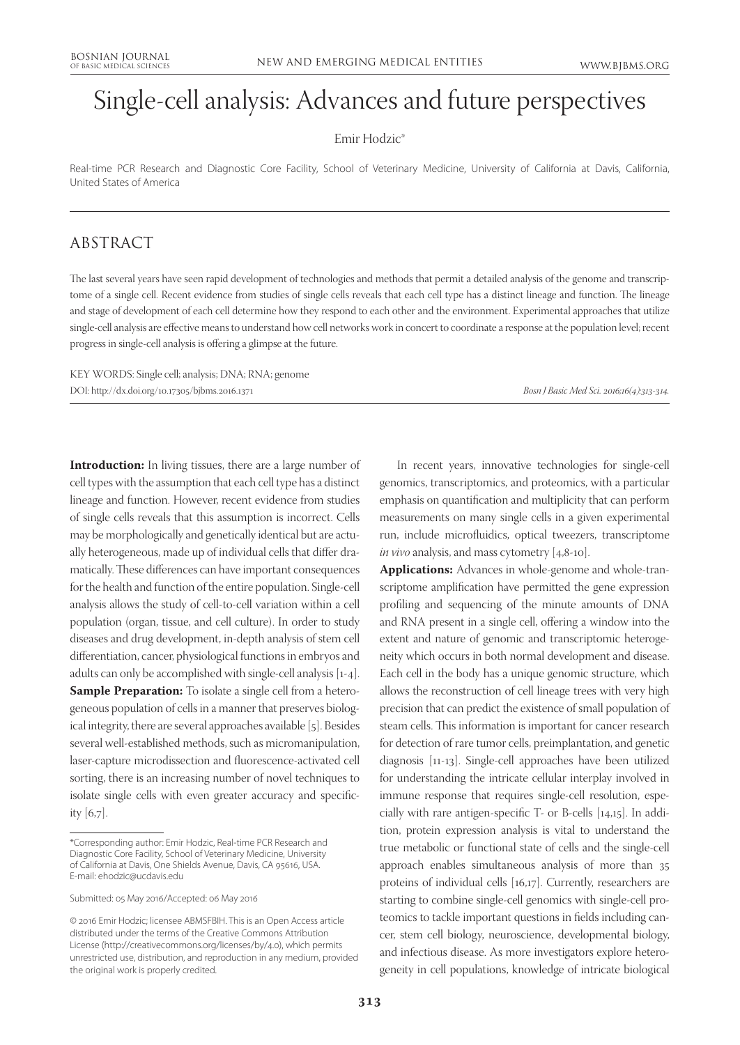# Single-cell analysis: Advances and future perspectives

Emir Hodzic*

Real-time PCR Research and Diagnostic Core Facility, School of Veterinary Medicine, University of California at Davis, California, United States of America

## ABSTRACT

The last several years have seen rapid development of technologies and methods that permit a detailed analysis of the genome and transcriptome of a single cell. Recent evidence from studies of single cells reveals that each cell type has a distinct lineage and function. The lineage and stage of development of each cell determine how they respond to each other and the environment. Experimental approaches that utilize single-cell analysis are effective means to understand how cell networks work in concert to coordinate a response at the population level; recent progress in single-cell analysis is offering a glimpse at the future.

KEY WORDS: Single cell; analysis; DNA; RNA; genome

DOI: http://dx.doi.org/10.17305/bjbms.2016.1371

*Bosn J Basic Med Sci. 2016;16(4):313-314.*

**Introduction:** In living tissues, there are a large number of cell types with the assumption that each cell type has a distinct lineage and function. However, recent evidence from studies of single cells reveals that this assumption is incorrect. Cells may be morphologically and genetically identical but are actually heterogeneous, made up of individual cells that differ dramatically. These differences can have important consequences for the health and function of the entire population. Single-cell analysis allows the study of cell-to-cell variation within a cell population (organ, tissue, and cell culture). In order to study diseases and drug development, in-depth analysis of stem cell differentiation, cancer, physiological functions in embryos and adults can only be accomplished with single-cell analysis [1-4].

**Sample Preparation:** To isolate a single cell from a heterogeneous population of cells in a manner that preserves biological integrity, there are several approaches available [5]. Besides several well-established methods, such as micromanipulation, laser-capture microdissection and fluorescence-activated cell sorting, there is an increasing number of novel techniques to isolate single cells with even greater accuracy and specificity [6,7].

In recent years, innovative technologies for single-cell genomics, transcriptomics, and proteomics, with a particular emphasis on quantification and multiplicity that can perform measurements on many single cells in a given experimental run, include microfluidics, optical tweezers, transcriptome *in vivo* analysis, and mass cytometry [4,8-10].

**Applications:** Advances in whole-genome and whole-transcriptome amplification have permitted the gene expression profiling and sequencing of the minute amounts of DNA and RNA present in a single cell, offering a window into the extent and nature of genomic and transcriptomic heterogeneity which occurs in both normal development and disease. Each cell in the body has a unique genomic structure, which allows the reconstruction of cell lineage trees with very high precision that can predict the existence of small population of steam cells. This information is important for cancer research for detection of rare tumor cells, preimplantation, and genetic diagnosis [11-13]. Single-cell approaches have been utilized for understanding the intricate cellular interplay involved in immune response that requires single-cell resolution, especially with rare antigen-specific T- or B-cells [14,15]. In addition, protein expression analysis is vital to understand the true metabolic or functional state of cells and the single-cell approach enables simultaneous analysis of more than 35 proteins of individual cells [16,17]. Currently, researchers are starting to combine single-cell genomics with single-cell proteomics to tackle important questions in fields including cancer, stem cell biology, neuroscience, developmental biology, and infectious disease. As more investigators explore heterogeneity in cell populations, knowledge of intricate biological

*Corresponding author: Emir Hodzic, Real-time PCR Research and Diagnostic Core Facility, School of Veterinary Medicine, University of California at Davis, One Shields Avenue, Davis, CA 95616, USA. E-mail: ehodzic@ucdavis.edu

Submitted: 05 May 2016/Accepted: 06 May 2016

© 2016 Emir Hodzic; licensee ABMSFBIH. This is an Open Access article distributed under the terms of the Creative Commons Attribution License (http://creativecommons.org/licenses/by/4.0), which permits unrestricted use, distribution, and reproduction in any medium, provided the original work is properly credited.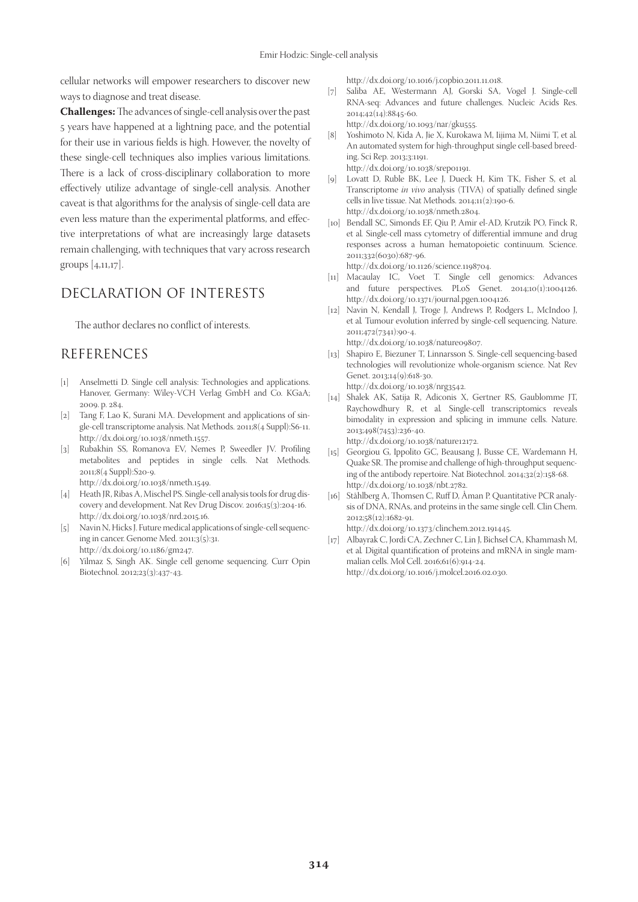cellular networks will empower researchers to discover new ways to diagnose and treat disease.

**Challenges:** The advances of single-cell analysis over the past 5 years have happened at a lightning pace, and the potential for their use in various fields is high. However, the novelty of these single-cell techniques also implies various limitations. There is a lack of cross-disciplinary collaboration to more effectively utilize advantage of single-cell analysis. Another caveat is that algorithms for the analysis of single-cell data are even less mature than the experimental platforms, and effective interpretations of what are increasingly large datasets remain challenging, with techniques that vary across research groups [4,11,17].

## DECLARATION OF INTERESTS

The author declares no conflict of interests.

## REFERENCES

[1] Anselmetti D. Single cell analysis: Technologies and applications. Hanover, Germany: Wiley-VCH Verlag GmbH and Co. KGaA; 2009. p. 284.

[2] Tang F, Lao K, Surani MA. Development and applications of single-cell transcriptome analysis. Nat Methods. 2011;8(4 Suppl):S6-11. http://dx.doi.org/10.1038/nmeth.1557.

[3] Rubakhin SS, Romanova EV, Nemes P, Sweedler JV. Profiling metabolites and peptides in single cells. Nat Methods. 2011;8(4 Suppl):S20-9. http://dx.doi.org/10.1038/nmeth.1549.

[4] Heath JR, Ribas A, Mischel PS. Single-cell analysis tools for drug discovery and development. Nat Rev Drug Discov. 2016;15(3):204-16. http://dx.doi.org/10.1038/nrd.2015.16.

[5] Navin N, Hicks J. Future medical applications of single-cell sequencing in cancer. Genome Med. 2011;3(5):31. http://dx.doi.org/10.1186/gm247.

[6] Yilmaz S, Singh AK. Single cell genome sequencing. Curr Opin Biotechnol. 2012;23(3):437-43. http://dx.doi.org/10.1016/j.copbio.2011.11.018.

[7] Saliba AE, Westermann AJ, Gorski SA, Vogel J. Single-cell RNA-seq: Advances and future challenges. Nucleic Acids Res. 2014;42(14):8845-60. http://dx.doi.org/10.1093/nar/gku555.

[8] Yoshimoto N, Kida A, Jie X, Kurokawa M, Iijima M, Niimi T, et al. An automated system for high-throughput single cell-based breeding. Sci Rep. 2013;3:1191. http://dx.doi.org/10.1038/srep01191.

[9] Lovatt D, Ruble BK, Lee J, Dueck H, Kim TK, Fisher S, et al. Transcriptome *in vivo* analysis (TIVA) of spatially defined single cells in live tissue. Nat Methods. 2014;11(2):190-6. http://dx.doi.org/10.1038/nmeth.2804.

[10] Bendall SC, Simonds EF, Qiu P, Amir el-AD, Krutzik PO, Finck R, et al. Single-cell mass cytometry of differential immune and drug responses across a human hematopoietic continuum. Science. 2011;332(6030):687-96. http://dx.doi.org/10.1126/science.1198704.

[11] Macaulay IC, Voet T. Single cell genomics: Advances and future perspectives. PLoS Genet. 2014;10(1):1004126. http://dx.doi.org/10.1371/journal.pgen.1004126.

[12] Navin N, Kendall J, Troge J, Andrews P, Rodgers L, McIndoo J, et al. Tumour evolution inferred by single-cell sequencing. Nature. 2011;472(7341):90-4. http://dx.doi.org/10.1038/nature09807.

[13] Shapiro E, Biezuner T, Linnarsson S. Single-cell sequencing-based technologies will revolutionize whole-organism science. Nat Rev Genet. 2013;14(9):618-30. http://dx.doi.org/10.1038/nrg3542.

[14] Shalek AK, Satija R, Adiconis X, Gertner RS, Gaublomme JT, Raychowdhury R, et al. Single-cell transcriptomics reveals bimodality in expression and splicing in immune cells. Nature. 2013;498(7453):236-40. http://dx.doi.org/10.1038/nature12172.

[15] Georgiou G, Ippolito GC, Beausang J, Busse CE, Wardemann H, Quake SR. The promise and challenge of high-throughput sequencing of the antibody repertoire. Nat Biotechnol. 2014;32(2):158-68. http://dx.doi.org/10.1038/nbt.2782.

[16] Ståhlberg A, Thomsen C, Ruff D, Åman P. Quantitative PCR analysis of DNA, RNAs, and proteins in the same single cell. Clin Chem. 2012;58(12):1682-91. http://dx.doi.org/10.1373/clinchem.2012.191445.

[17] Albayrak C, Jordi CA, Zechner C, Lin J, Bichsel CA, Khammash M, et al. Digital quantification of proteins and mRNA in single mammalian cells. Mol Cell. 2016;61(6):914-24. http://dx.doi.org/10.1016/j.molcel.2016.02.030.